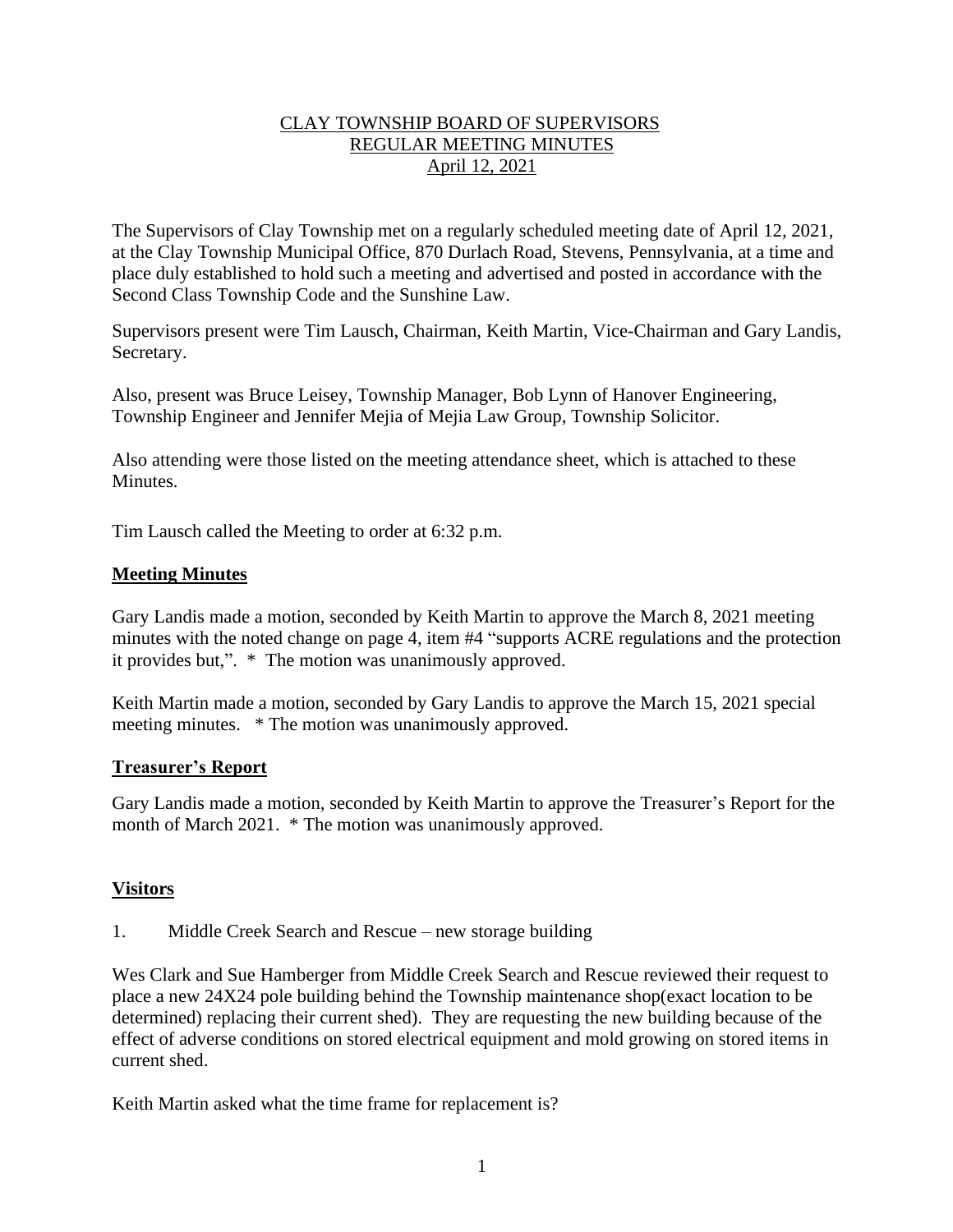CLAY TOWNSHIP BOARD OF SUPERVISORS
REGULAR MEETING MINUTES
April 12, 2021

The Supervisors of Clay Township met on a regularly scheduled meeting date of April 12, 2021, at the Clay Township Municipal Office, 870 Durlach Road, Stevens, Pennsylvania, at a time and place duly established to hold such a meeting and advertised and posted in accordance with the Second Class Township Code and the Sunshine Law.

Supervisors present were Tim Lausch, Chairman, Keith Martin, Vice-Chairman and Gary Landis, Secretary.

Also, present was Bruce Leisey, Township Manager, Bob Lynn of Hanover Engineering, Township Engineer and Jennifer Mejia of Mejia Law Group, Township Solicitor.

Also attending were those listed on the meeting attendance sheet, which is attached to these Minutes.

Tim Lausch called the Meeting to order at 6:32 p.m.

## **Meeting Minutes**

Gary Landis made a motion, seconded by Keith Martin to approve the March 8, 2021 meeting minutes with the noted change on page 4, item #4 "supports ACRE regulations and the protection it provides but,". * The motion was unanimously approved.

Keith Martin made a motion, seconded by Gary Landis to approve the March 15, 2021 special meeting minutes. * The motion was unanimously approved.

## **Treasurer's Report**

Gary Landis made a motion, seconded by Keith Martin to approve the Treasurer's Report for the month of March 2021. * The motion was unanimously approved.

## **Visitors**

1. Middle Creek Search and Rescue – new storage building

Wes Clark and Sue Hamberger from Middle Creek Search and Rescue reviewed their request to place a new 24X24 pole building behind the Township maintenance shop(exact location to be determined) replacing their current shed). They are requesting the new building because of the effect of adverse conditions on stored electrical equipment and mold growing on stored items in current shed.

Keith Martin asked what the time frame for replacement is?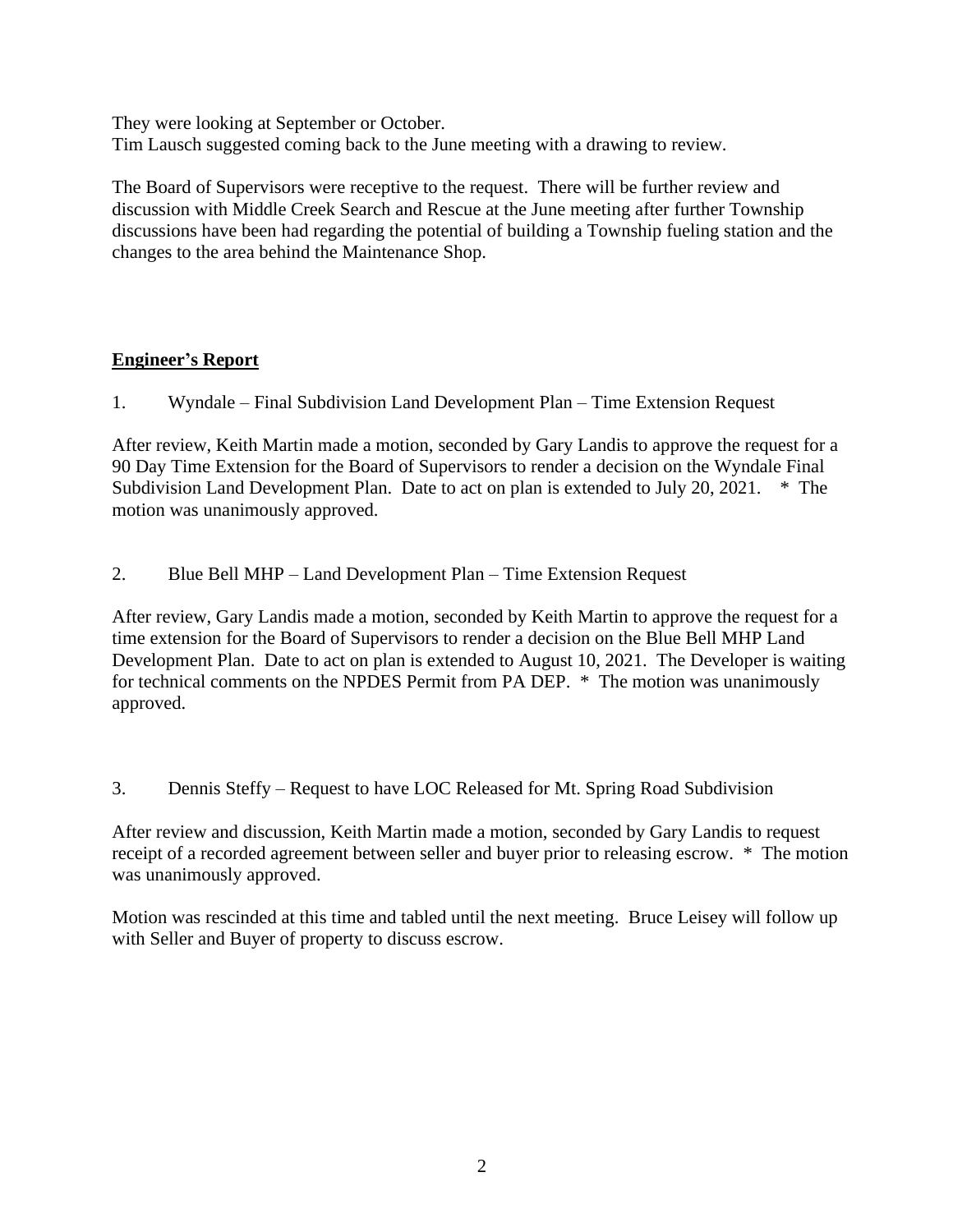They were looking at September or October.
Tim Lausch suggested coming back to the June meeting with a drawing to review.

The Board of Supervisors were receptive to the request. There will be further review and discussion with Middle Creek Search and Rescue at the June meeting after further Township discussions have been had regarding the potential of building a Township fueling station and the changes to the area behind the Maintenance Shop.

**Engineer's Report**

1. Wyndale – Final Subdivision Land Development Plan – Time Extension Request

After review, Keith Martin made a motion, seconded by Gary Landis to approve the request for a 90 Day Time Extension for the Board of Supervisors to render a decision on the Wyndale Final Subdivision Land Development Plan. Date to act on plan is extended to July 20, 2021. * The motion was unanimously approved.

2. Blue Bell MHP – Land Development Plan – Time Extension Request

After review, Gary Landis made a motion, seconded by Keith Martin to approve the request for a time extension for the Board of Supervisors to render a decision on the Blue Bell MHP Land Development Plan. Date to act on plan is extended to August 10, 2021. The Developer is waiting for technical comments on the NPDES Permit from PA DEP. * The motion was unanimously approved.

3. Dennis Steffy – Request to have LOC Released for Mt. Spring Road Subdivision

After review and discussion, Keith Martin made a motion, seconded by Gary Landis to request receipt of a recorded agreement between seller and buyer prior to releasing escrow. * The motion was unanimously approved.

Motion was rescinded at this time and tabled until the next meeting. Bruce Leisey will follow up with Seller and Buyer of property to discuss escrow.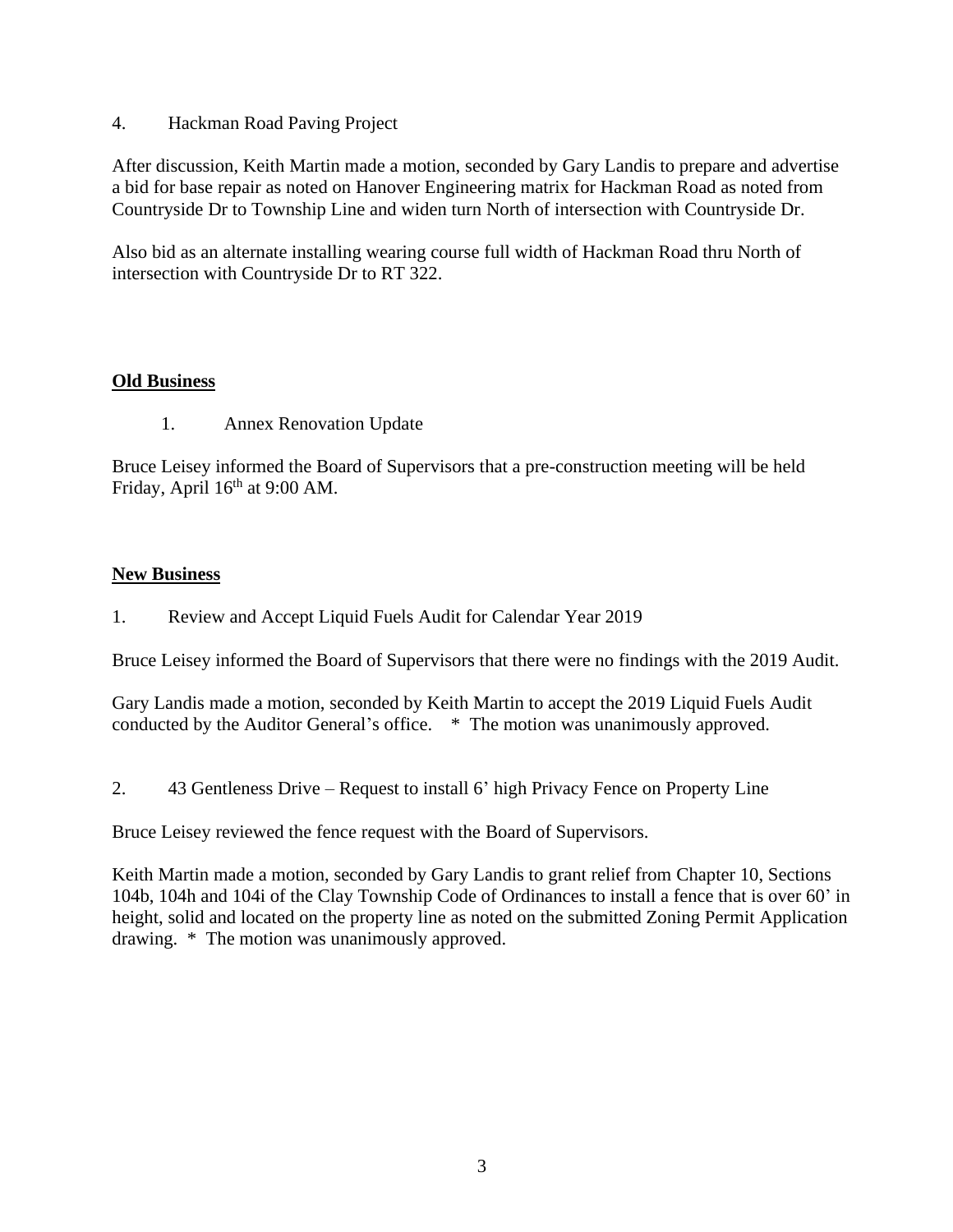4. Hackman Road Paving Project

After discussion, Keith Martin made a motion, seconded by Gary Landis to prepare and advertise a bid for base repair as noted on Hanover Engineering matrix for Hackman Road as noted from Countryside Dr to Township Line and widen turn North of intersection with Countryside Dr.

Also bid as an alternate installing wearing course full width of Hackman Road thru North of intersection with Countryside Dr to RT 322.

## Old Business

1. Annex Renovation Update

Bruce Leisey informed the Board of Supervisors that a pre-construction meeting will be held Friday, April 16th at 9:00 AM.

## New Business

1. Review and Accept Liquid Fuels Audit for Calendar Year 2019

Bruce Leisey informed the Board of Supervisors that there were no findings with the 2019 Audit.

Gary Landis made a motion, seconded by Keith Martin to accept the 2019 Liquid Fuels Audit conducted by the Auditor General's office. * The motion was unanimously approved.

2. 43 Gentleness Drive – Request to install 6' high Privacy Fence on Property Line

Bruce Leisey reviewed the fence request with the Board of Supervisors.

Keith Martin made a motion, seconded by Gary Landis to grant relief from Chapter 10, Sections 104b, 104h and 104i of the Clay Township Code of Ordinances to install a fence that is over 60' in height, solid and located on the property line as noted on the submitted Zoning Permit Application drawing. * The motion was unanimously approved.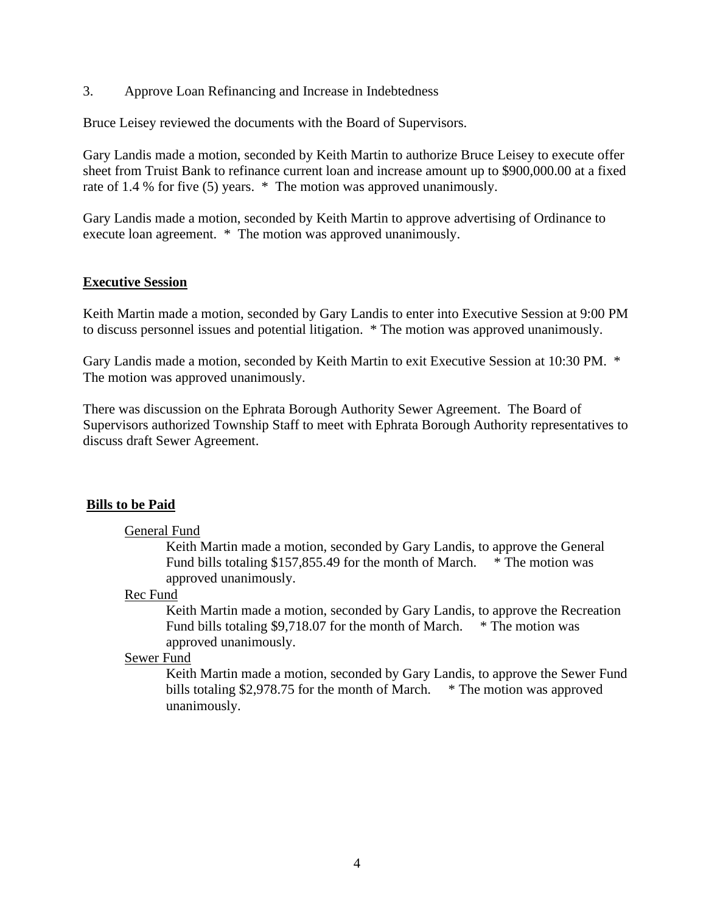3. Approve Loan Refinancing and Increase in Indebtedness

Bruce Leisey reviewed the documents with the Board of Supervisors.

Gary Landis made a motion, seconded by Keith Martin to authorize Bruce Leisey to execute offer sheet from Truist Bank to refinance current loan and increase amount up to $900,000.00 at a fixed rate of 1.4 % for five (5) years. * The motion was approved unanimously.

Gary Landis made a motion, seconded by Keith Martin to approve advertising of Ordinance to execute loan agreement. * The motion was approved unanimously.

**Executive Session**

Keith Martin made a motion, seconded by Gary Landis to enter into Executive Session at 9:00 PM to discuss personnel issues and potential litigation. * The motion was approved unanimously.

Gary Landis made a motion, seconded by Keith Martin to exit Executive Session at 10:30 PM. * The motion was approved unanimously.

There was discussion on the Ephrata Borough Authority Sewer Agreement. The Board of Supervisors authorized Township Staff to meet with Ephrata Borough Authority representatives to discuss draft Sewer Agreement.

**Bills to be Paid**

General Fund

Keith Martin made a motion, seconded by Gary Landis, to approve the General Fund bills totaling $157,855.49 for the month of March. * The motion was approved unanimously.

Rec Fund

Keith Martin made a motion, seconded by Gary Landis, to approve the Recreation Fund bills totaling $9,718.07 for the month of March. * The motion was approved unanimously.

Sewer Fund

Keith Martin made a motion, seconded by Gary Landis, to approve the Sewer Fund bills totaling $2,978.75 for the month of March. * The motion was approved unanimously.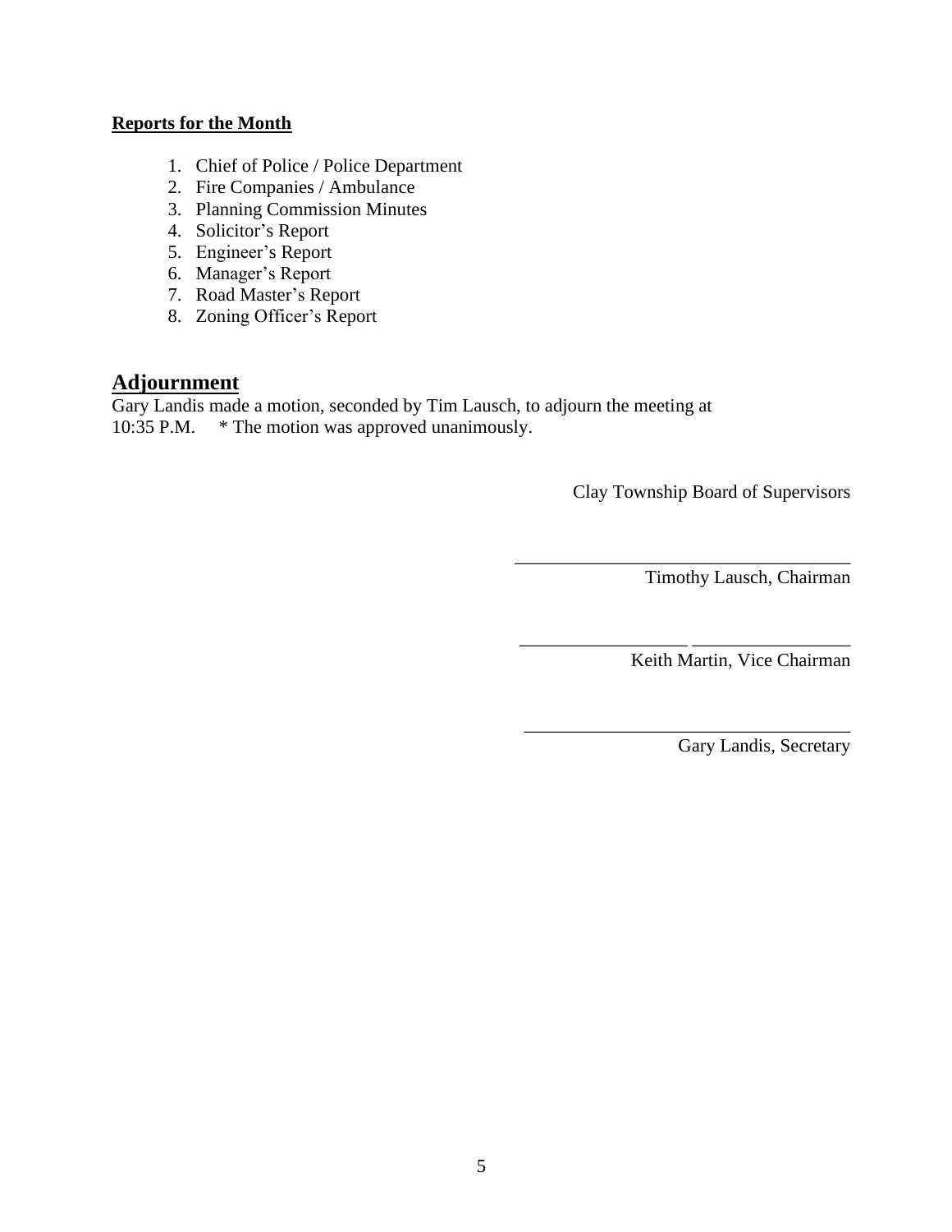**Reports for the Month**

1. Chief of Police / Police Department
2. Fire Companies / Ambulance
3. Planning Commission Minutes
4. Solicitor's Report
5. Engineer's Report
6. Manager's Report
7. Road Master's Report
8. Zoning Officer's Report

## Adjournment

Gary Landis made a motion, seconded by Tim Lausch, to adjourn the meeting at 10:35 P.M. * The motion was approved unanimously.

Clay Township Board of Supervisors

_________________________________
Timothy Lausch, Chairman

_________________ ________________
Keith Martin, Vice Chairman

_________________________________
Gary Landis, Secretary